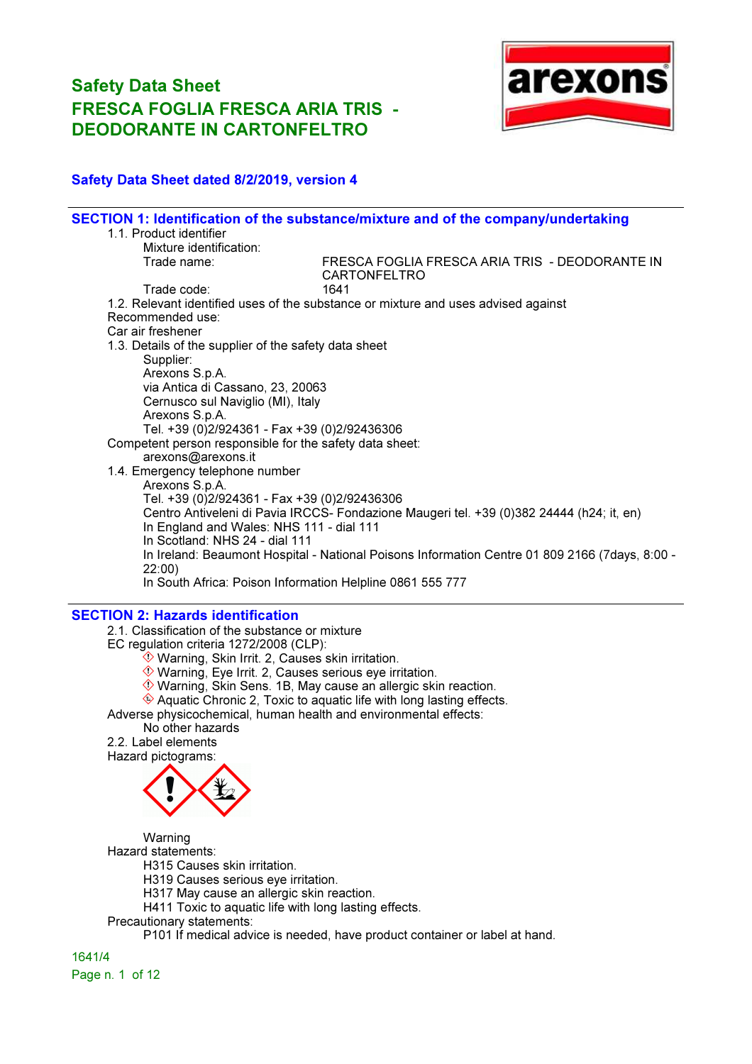# Safety Data Sheet
# FRESCA FOGLIA FRESCA ARIA TRIS - DEODORANTE IN CARTONFELTRO

**Safety Data Sheet dated 8/2/2019, version 4**

## SECTION 1: Identification of the substance/mixture and of the company/undertaking

1.1. Product identifier

Mixture identification:

Trade name: FRESCA FOGLIA FRESCA ARIA TRIS - DEODORANTE IN CARTONFELTRO

Trade code: 1641

1.2. Relevant identified uses of the substance or mixture and uses advised against

Recommended use:

Car air freshener

1.3. Details of the supplier of the safety data sheet

Supplier:
Arexons S.p.A.
via Antica di Cassano, 23, 20063
Cernusco sul Naviglio (MI), Italy
Arexons S.p.A.
Tel. +39 (0)2/924361 - Fax +39 (0)2/92436306

Competent person responsible for the safety data sheet:
arexons@arexons.it

1.4. Emergency telephone number

Arexons S.p.A.
Tel. +39 (0)2/924361 - Fax +39 (0)2/92436306
Centro Antiveleni di Pavia IRCCS- Fondazione Maugeri tel. +39 (0)382 24444 (h24; it, en)
In England and Wales: NHS 111 - dial 111
In Scotland: NHS 24 - dial 111
In Ireland: Beaumont Hospital - National Poisons Information Centre 01 809 2166 (7days, 8:00 - 22:00)
In South Africa: Poison Information Helpline 0861 555 777

## SECTION 2: Hazards identification

2.1. Classification of the substance or mixture

EC regulation criteria 1272/2008 (CLP):

- Warning, Skin Irrit. 2, Causes skin irritation.
- Warning, Eye Irrit. 2, Causes serious eye irritation.
- Warning, Skin Sens. 1B, May cause an allergic skin reaction.
- Aquatic Chronic 2, Toxic to aquatic life with long lasting effects.

Adverse physicochemical, human health and environmental effects:

No other hazards

2.2. Label elements

Hazard pictograms:

Warning

Hazard statements:

H315 Causes skin irritation.
H319 Causes serious eye irritation.
H317 May cause an allergic skin reaction.
H411 Toxic to aquatic life with long lasting effects.

Precautionary statements:

P101 If medical advice is needed, have product container or label at hand.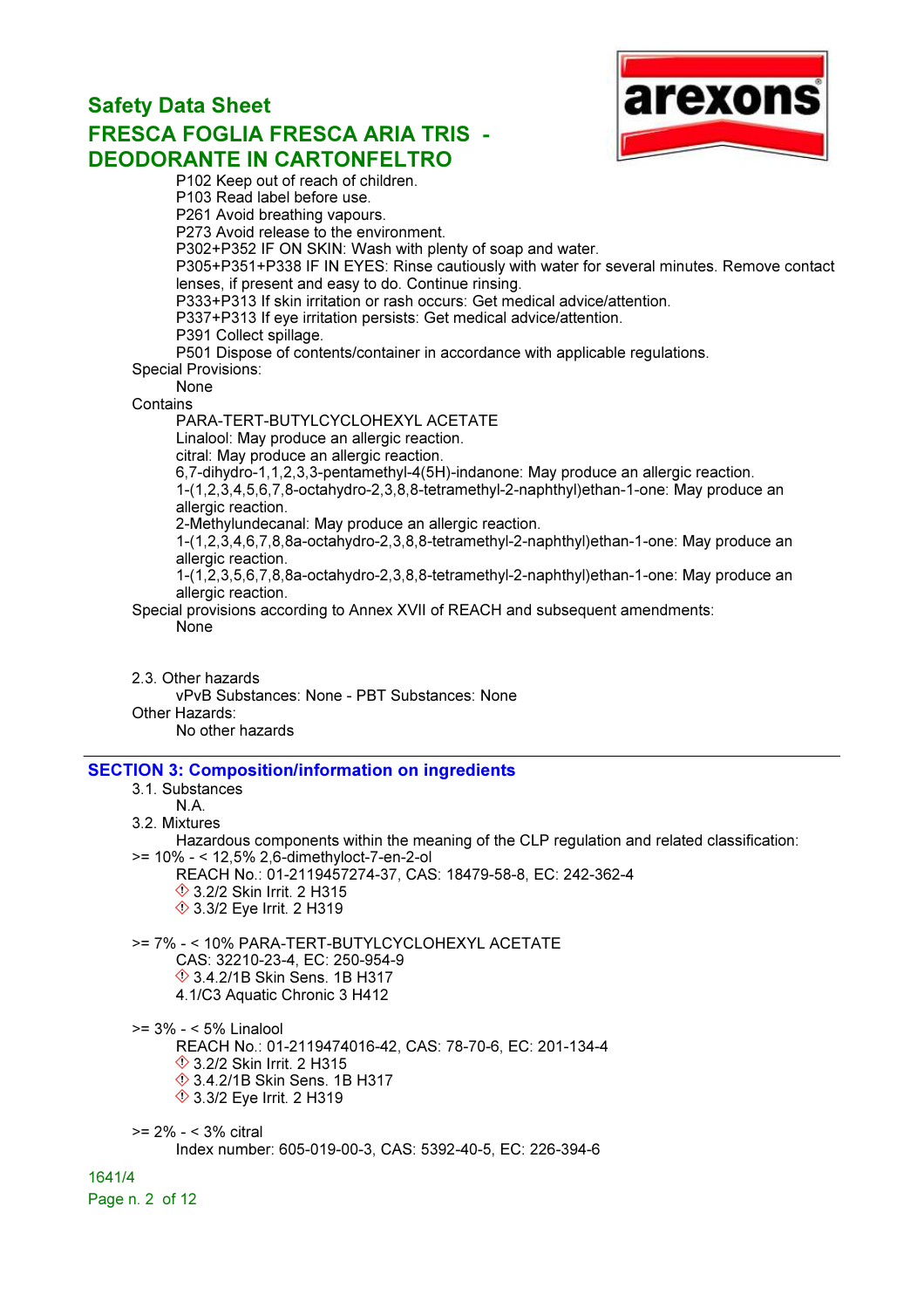P102 Keep out of reach of children.
P103 Read label before use.
P261 Avoid breathing vapours.
P273 Avoid release to the environment.
P302+P352 IF ON SKIN: Wash with plenty of soap and water.
P305+P351+P338 IF IN EYES: Rinse cautiously with water for several minutes. Remove contact lenses, if present and easy to do. Continue rinsing.
P333+P313 If skin irritation or rash occurs: Get medical advice/attention.
P337+P313 If eye irritation persists: Get medical advice/attention.
P391 Collect spillage.
P501 Dispose of contents/container in accordance with applicable regulations.

Special Provisions:
None

Contains
PARA-TERT-BUTYLCYCLOHEXYL ACETATE
Linalool: May produce an allergic reaction.
citral: May produce an allergic reaction.
6,7-dihydro-1,1,2,3,3-pentamethyl-4(5H)-indanone: May produce an allergic reaction.
1-(1,2,3,4,5,6,7,8-octahydro-2,3,8,8-tetramethyl-2-naphthyl)ethan-1-one: May produce an allergic reaction.
2-Methylundecanal: May produce an allergic reaction.
1-(1,2,3,4,6,7,8,8a-octahydro-2,3,8,8-tetramethyl-2-naphthyl)ethan-1-one: May produce an allergic reaction.
1-(1,2,3,5,6,7,8,8a-octahydro-2,3,8,8-tetramethyl-2-naphthyl)ethan-1-one: May produce an allergic reaction.

Special provisions according to Annex XVII of REACH and subsequent amendments:
None

2.3. Other hazards
vPvB Substances: None - PBT Substances: None

Other Hazards:
No other hazards

## SECTION 3: Composition/information on ingredients

3.1. Substances
N.A.

3.2. Mixtures
Hazardous components within the meaning of the CLP regulation and related classification:

>= 10% - < 12,5% 2,6-dimethyloct-7-en-2-ol
REACH No.: 01-2119457274-37, CAS: 18479-58-8, EC: 242-362-4
3.2/2 Skin Irrit. 2 H315
3.3/2 Eye Irrit. 2 H319

>= 7% - < 10% PARA-TERT-BUTYLCYCLOHEXYL ACETATE
CAS: 32210-23-4, EC: 250-954-9
3.4.2/1B Skin Sens. 1B H317
4.1/C3 Aquatic Chronic 3 H412

>= 3% - < 5% Linalool
REACH No.: 01-2119474016-42, CAS: 78-70-6, EC: 201-134-4
3.2/2 Skin Irrit. 2 H315
3.4.2/1B Skin Sens. 1B H317
3.3/2 Eye Irrit. 2 H319

>= 2% - < 3% citral
Index number: 605-019-00-3, CAS: 5392-40-5, EC: 226-394-6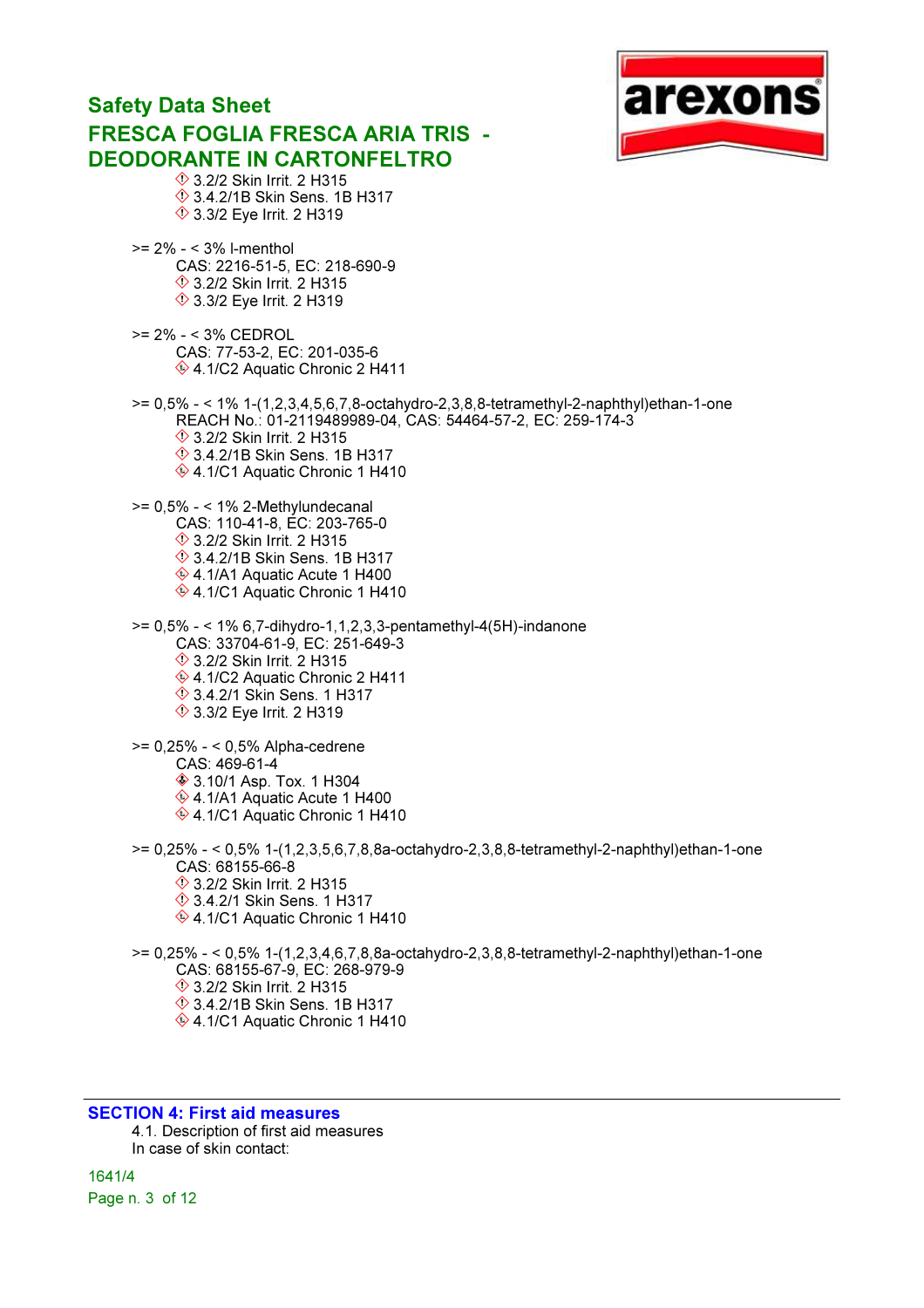3.2/2 Skin Irrit. 2 H315
3.4.2/1B Skin Sens. 1B H317
3.3/2 Eye Irrit. 2 H319

>= 2% - < 3% l-menthol
CAS: 2216-51-5, EC: 218-690-9
3.2/2 Skin Irrit. 2 H315
3.3/2 Eye Irrit. 2 H319

>= 2% - < 3% CEDROL
CAS: 77-53-2, EC: 201-035-6
4.1/C2 Aquatic Chronic 2 H411

>= 0,5% - < 1% 1-(1,2,3,4,5,6,7,8-octahydro-2,3,8,8-tetramethyl-2-naphthyl)ethan-1-one
REACH No.: 01-2119489989-04, CAS: 54464-57-2, EC: 259-174-3
3.2/2 Skin Irrit. 2 H315
3.4.2/1B Skin Sens. 1B H317
4.1/C1 Aquatic Chronic 1 H410

>= 0,5% - < 1% 2-Methylundecanal
CAS: 110-41-8, EC: 203-765-0
3.2/2 Skin Irrit. 2 H315
3.4.2/1B Skin Sens. 1B H317
4.1/A1 Aquatic Acute 1 H400
4.1/C1 Aquatic Chronic 1 H410

>= 0,5% - < 1% 6,7-dihydro-1,1,2,3,3-pentamethyl-4(5H)-indanone
CAS: 33704-61-9, EC: 251-649-3
3.2/2 Skin Irrit. 2 H315
4.1/C2 Aquatic Chronic 2 H411
3.4.2/1 Skin Sens. 1 H317
3.3/2 Eye Irrit. 2 H319

>= 0,25% - < 0,5% Alpha-cedrene
CAS: 469-61-4
3.10/1 Asp. Tox. 1 H304
4.1/A1 Aquatic Acute 1 H400
4.1/C1 Aquatic Chronic 1 H410

>= 0,25% - < 0,5% 1-(1,2,3,5,6,7,8,8a-octahydro-2,3,8,8-tetramethyl-2-naphthyl)ethan-1-one
CAS: 68155-66-8
3.2/2 Skin Irrit. 2 H315
3.4.2/1 Skin Sens. 1 H317
4.1/C1 Aquatic Chronic 1 H410

>= 0,25% - < 0,5% 1-(1,2,3,4,6,7,8,8a-octahydro-2,3,8,8-tetramethyl-2-naphthyl)ethan-1-one
CAS: 68155-67-9, EC: 268-979-9
3.2/2 Skin Irrit. 2 H315
3.4.2/1B Skin Sens. 1B H317
4.1/C1 Aquatic Chronic 1 H410

## SECTION 4: First aid measures

4.1. Description of first aid measures

In case of skin contact: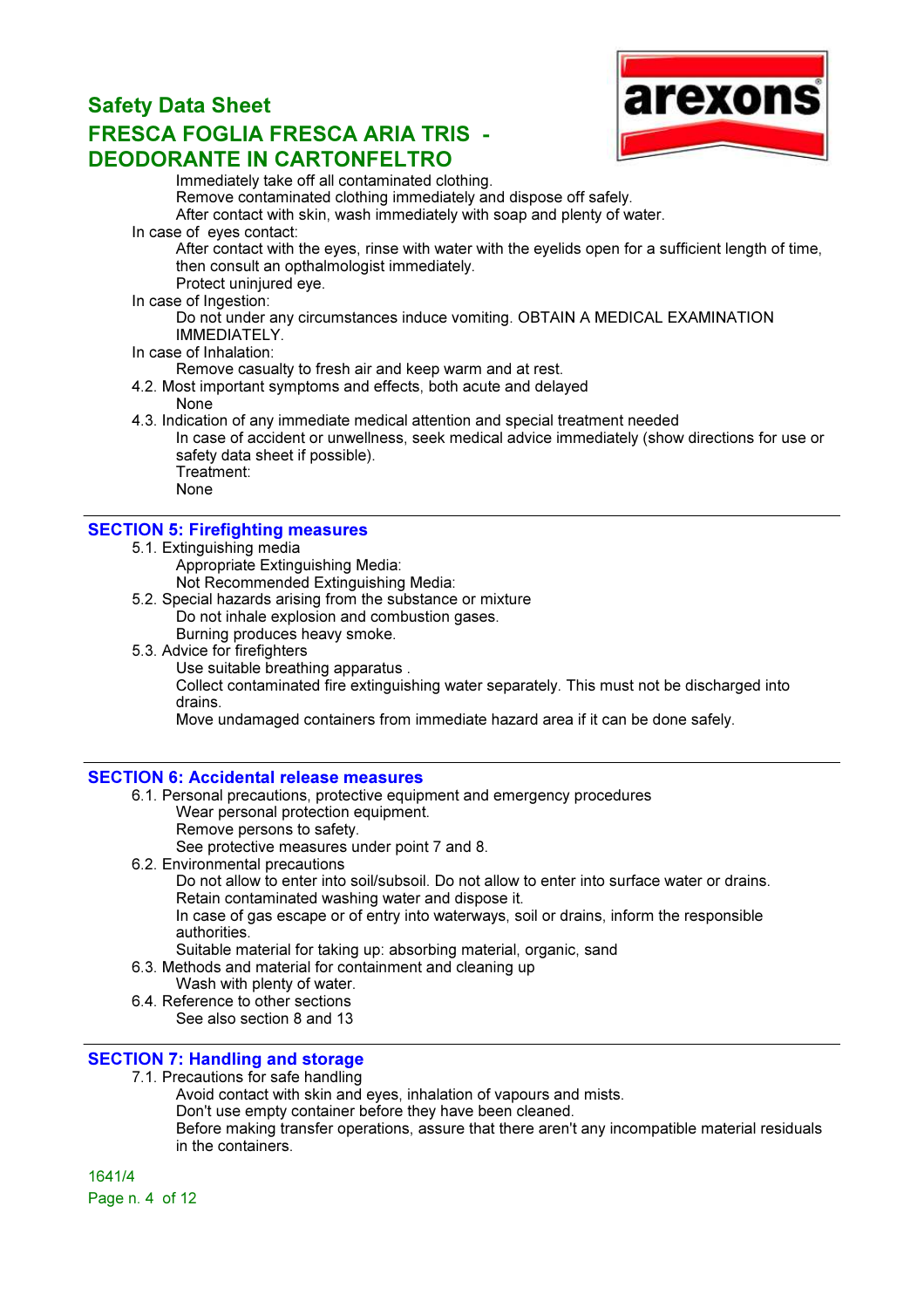Immediately take off all contaminated clothing.
Remove contaminated clothing immediately and dispose off safely.
After contact with skin, wash immediately with soap and plenty of water.

In case of eyes contact:
After contact with the eyes, rinse with water with the eyelids open for a sufficient length of time, then consult an opthalmologist immediately.
Protect uninjured eye.

In case of Ingestion:
Do not under any circumstances induce vomiting. OBTAIN A MEDICAL EXAMINATION IMMEDIATELY.

In case of Inhalation:
Remove casualty to fresh air and keep warm and at rest.

4.2. Most important symptoms and effects, both acute and delayed
None

4.3. Indication of any immediate medical attention and special treatment needed
In case of accident or unwellness, seek medical advice immediately (show directions for use or safety data sheet if possible).
Treatment:
None

## SECTION 5: Firefighting measures

5.1. Extinguishing media
Appropriate Extinguishing Media:
Not Recommended Extinguishing Media:

5.2. Special hazards arising from the substance or mixture
Do not inhale explosion and combustion gases.
Burning produces heavy smoke.

5.3. Advice for firefighters
Use suitable breathing apparatus .
Collect contaminated fire extinguishing water separately. This must not be discharged into drains.
Move undamaged containers from immediate hazard area if it can be done safely.

## SECTION 6: Accidental release measures

6.1. Personal precautions, protective equipment and emergency procedures
Wear personal protection equipment.
Remove persons to safety.
See protective measures under point 7 and 8.

6.2. Environmental precautions
Do not allow to enter into soil/subsoil. Do not allow to enter into surface water or drains.
Retain contaminated washing water and dispose it.
In case of gas escape or of entry into waterways, soil or drains, inform the responsible authorities.
Suitable material for taking up: absorbing material, organic, sand

6.3. Methods and material for containment and cleaning up
Wash with plenty of water.

6.4. Reference to other sections
See also section 8 and 13

## SECTION 7: Handling and storage

7.1. Precautions for safe handling
Avoid contact with skin and eyes, inhalation of vapours and mists.
Don't use empty container before they have been cleaned.
Before making transfer operations, assure that there aren't any incompatible material residuals in the containers.

1641/4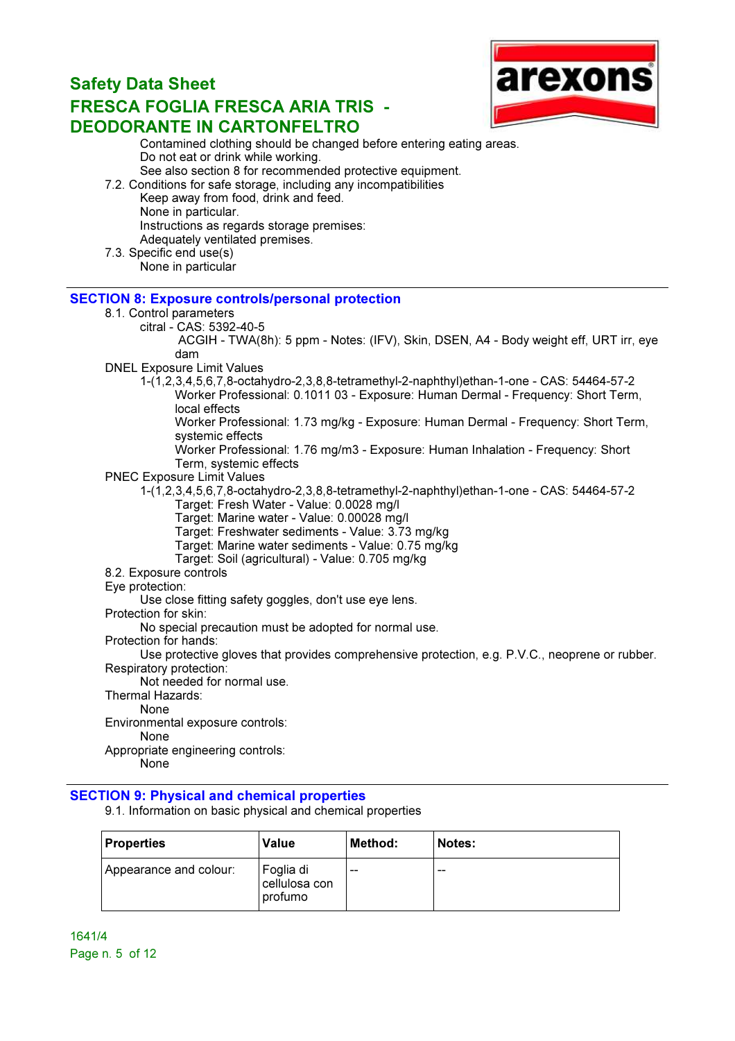Contamined clothing should be changed before entering eating areas.
Do not eat or drink while working.
See also section 8 for recommended protective equipment.

7.2. Conditions for safe storage, including any incompatibilities

Keep away from food, drink and feed.
None in particular.
Instructions as regards storage premises:
Adequately ventilated premises.

7.3. Specific end use(s)

None in particular

## SECTION 8: Exposure controls/personal protection

8.1. Control parameters

citral - CAS: 5392-40-5

ACGIH - TWA(8h): 5 ppm - Notes: (IFV), Skin, DSEN, A4 - Body weight eff, URT irr, eye dam

DNEL Exposure Limit Values

1-(1,2,3,4,5,6,7,8-octahydro-2,3,8,8-tetramethyl-2-naphthyl)ethan-1-one - CAS: 54464-57-2

Worker Professional: 0.1011 03 - Exposure: Human Dermal - Frequency: Short Term, local effects
Worker Professional: 1.73 mg/kg - Exposure: Human Dermal - Frequency: Short Term, systemic effects
Worker Professional: 1.76 mg/m3 - Exposure: Human Inhalation - Frequency: Short Term, systemic effects

PNEC Exposure Limit Values

1-(1,2,3,4,5,6,7,8-octahydro-2,3,8,8-tetramethyl-2-naphthyl)ethan-1-one - CAS: 54464-57-2

Target: Fresh Water - Value: 0.0028 mg/l
Target: Marine water - Value: 0.00028 mg/l
Target: Freshwater sediments - Value: 3.73 mg/kg
Target: Marine water sediments - Value: 0.75 mg/kg
Target: Soil (agricultural) - Value: 0.705 mg/kg

8.2. Exposure controls

Eye protection:

Use close fitting safety goggles, don't use eye lens.

Protection for skin:

No special precaution must be adopted for normal use.

Protection for hands:

Use protective gloves that provides comprehensive protection, e.g. P.V.C., neoprene or rubber.

Respiratory protection:

Not needed for normal use.

Thermal Hazards:

None

Environmental exposure controls:

None

Appropriate engineering controls:

None

## SECTION 9: Physical and chemical properties

9.1. Information on basic physical and chemical properties

| Properties | Value | Method: | Notes: |
|---|---|---|---|
| Appearance and colour: | Foglia di cellulosa con profumo | -- | -- |

1641/4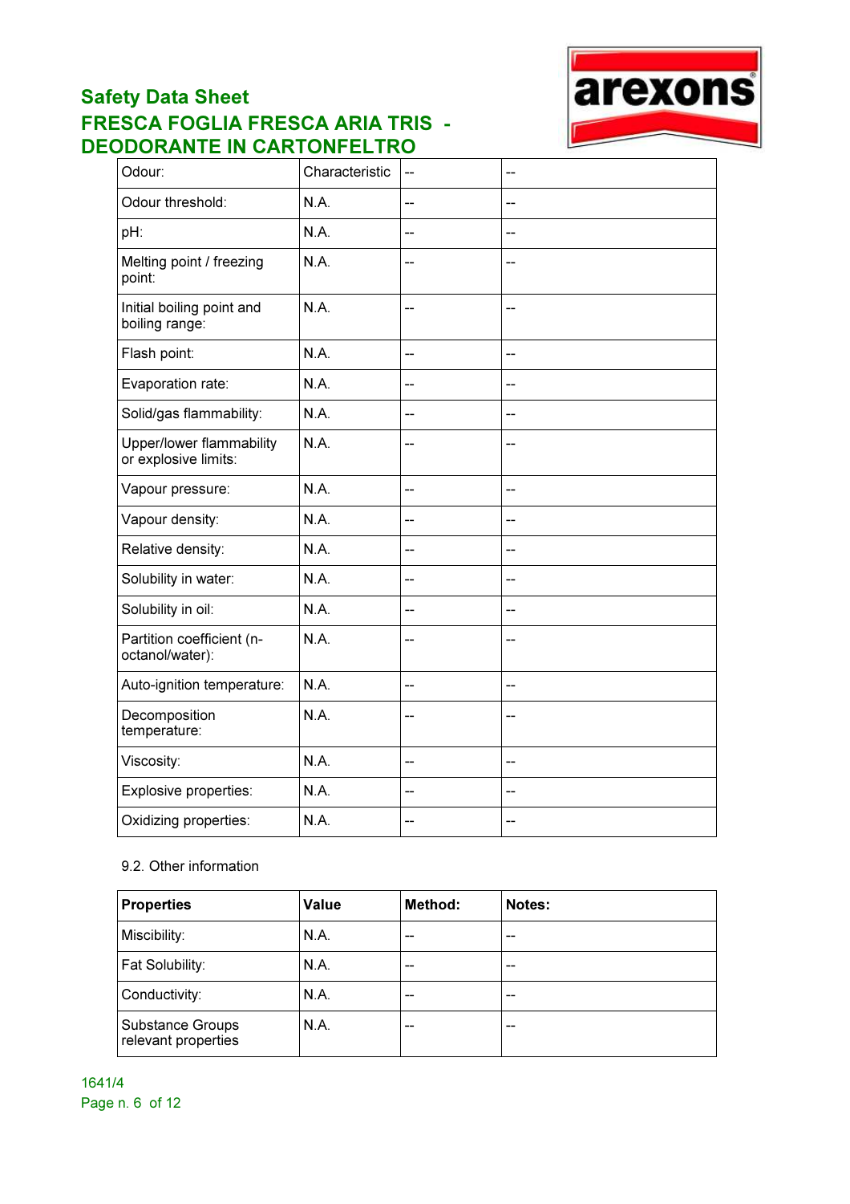| Odour: | Characteristic | -- | -- |
|---|---|---|---|
| Odour threshold: | N.A. | -- | -- |
| pH: | N.A. | -- | -- |
| Melting point / freezing point: | N.A. | -- | -- |
| Initial boiling point and boiling range: | N.A. | -- | -- |
| Flash point: | N.A. | -- | -- |
| Evaporation rate: | N.A. | -- | -- |
| Solid/gas flammability: | N.A. | -- | -- |
| Upper/lower flammability or explosive limits: | N.A. | -- | -- |
| Vapour pressure: | N.A. | -- | -- |
| Vapour density: | N.A. | -- | -- |
| Relative density: | N.A. | -- | -- |
| Solubility in water: | N.A. | -- | -- |
| Solubility in oil: | N.A. | -- | -- |
| Partition coefficient (n-octanol/water): | N.A. | -- | -- |
| Auto-ignition temperature: | N.A. | -- | -- |
| Decomposition temperature: | N.A. | -- | -- |
| Viscosity: | N.A. | -- | -- |
| Explosive properties: | N.A. | -- | -- |
| Oxidizing properties: | N.A. | -- | -- |

9.2. Other information

| **Properties** | **Value** | **Method:** | **Notes:** |
|---|---|---|---|
| Miscibility: | N.A. | -- | -- |
| Fat Solubility: | N.A. | -- | -- |
| Conductivity: | N.A. | -- | -- |
| Substance Groups relevant properties | N.A. | -- | -- |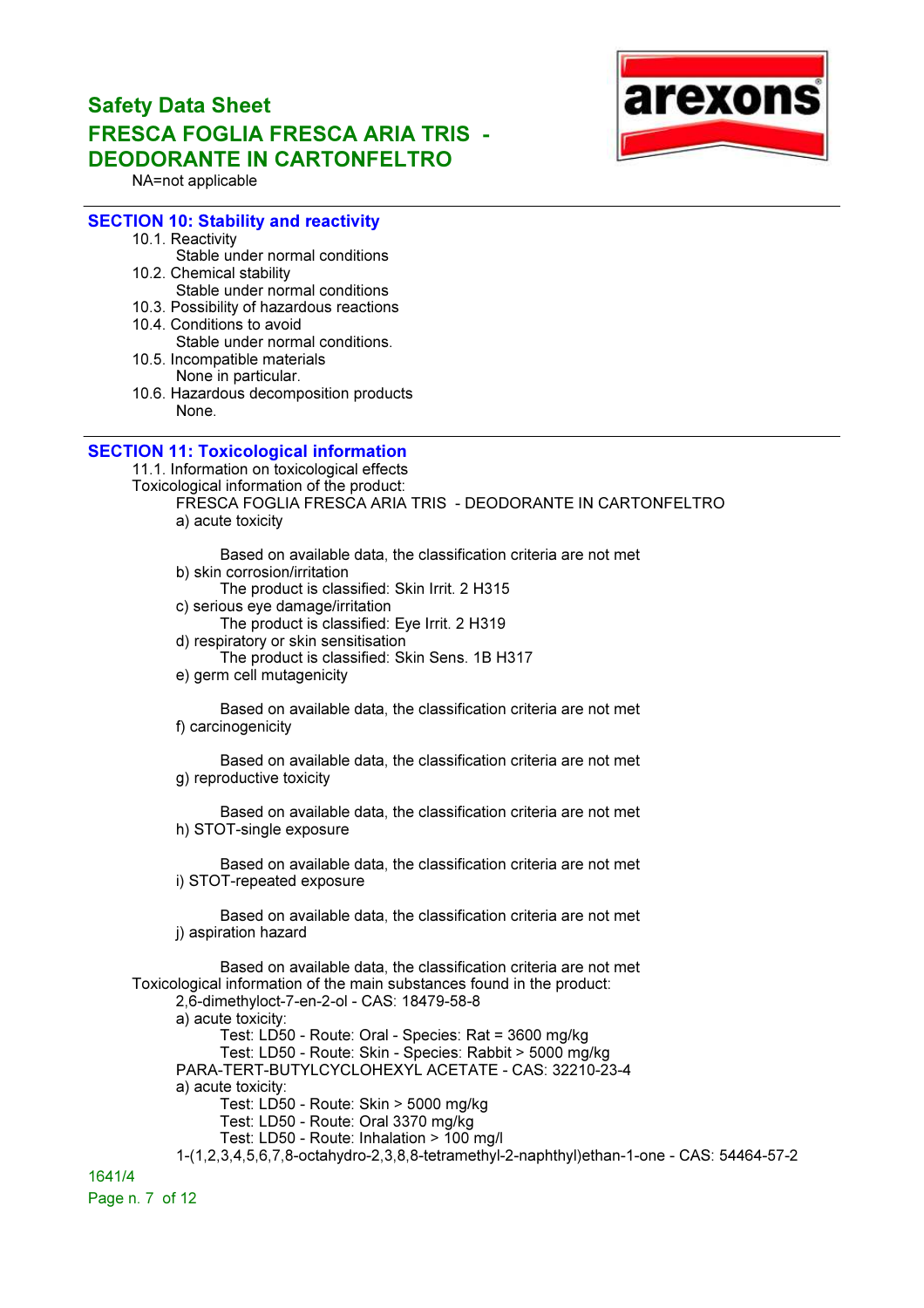NA=not applicable

## SECTION 10: Stability and reactivity

10.1. Reactivity

Stable under normal conditions

10.2. Chemical stability

Stable under normal conditions

10.3. Possibility of hazardous reactions

10.4. Conditions to avoid

Stable under normal conditions.

10.5. Incompatible materials

None in particular.

10.6. Hazardous decomposition products

None.

## SECTION 11: Toxicological information

11.1. Information on toxicological effects

Toxicological information of the product:

FRESCA FOGLIA FRESCA ARIA TRIS - DEODORANTE IN CARTONFELTRO

a) acute toxicity

Based on available data, the classification criteria are not met

b) skin corrosion/irritation

The product is classified: Skin Irrit. 2 H315

c) serious eye damage/irritation

The product is classified: Eye Irrit. 2 H319

d) respiratory or skin sensitisation

The product is classified: Skin Sens. 1B H317

e) germ cell mutagenicity

Based on available data, the classification criteria are not met

f) carcinogenicity

Based on available data, the classification criteria are not met

g) reproductive toxicity

Based on available data, the classification criteria are not met

h) STOT-single exposure

Based on available data, the classification criteria are not met

i) STOT-repeated exposure

Based on available data, the classification criteria are not met

j) aspiration hazard

Based on available data, the classification criteria are not met

Toxicological information of the main substances found in the product:

2,6-dimethyloct-7-en-2-ol - CAS: 18479-58-8

a) acute toxicity:

Test: LD50 - Route: Oral - Species: Rat = 3600 mg/kg

Test: LD50 - Route: Skin - Species: Rabbit > 5000 mg/kg

PARA-TERT-BUTYLCYCLOHEXYL ACETATE - CAS: 32210-23-4

a) acute toxicity:

Test: LD50 - Route: Skin > 5000 mg/kg

Test: LD50 - Route: Oral 3370 mg/kg

Test: LD50 - Route: Inhalation > 100 mg/l

1-(1,2,3,4,5,6,7,8-octahydro-2,3,8,8-tetramethyl-2-naphthyl)ethan-1-one - CAS: 54464-57-2

1641/4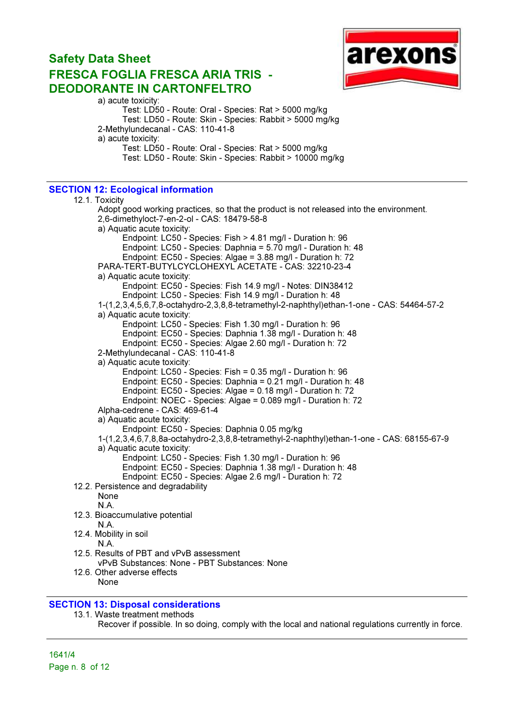a) acute toxicity:

Test: LD50 - Route: Oral - Species: Rat > 5000 mg/kg
Test: LD50 - Route: Skin - Species: Rabbit > 5000 mg/kg

2-Methylundecanal - CAS: 110-41-8

a) acute toxicity:

Test: LD50 - Route: Oral - Species: Rat > 5000 mg/kg
Test: LD50 - Route: Skin - Species: Rabbit > 10000 mg/kg

## SECTION 12: Ecological information

12.1. Toxicity

Adopt good working practices, so that the product is not released into the environment.

2,6-dimethyloct-7-en-2-ol - CAS: 18479-58-8

a) Aquatic acute toxicity:

Endpoint: LC50 - Species: Fish > 4.81 mg/l - Duration h: 96
Endpoint: LC50 - Species: Daphnia = 5.70 mg/l - Duration h: 48
Endpoint: EC50 - Species: Algae = 3.88 mg/l - Duration h: 72

PARA-TERT-BUTYLCYCLOHEXYL ACETATE - CAS: 32210-23-4

a) Aquatic acute toxicity:

Endpoint: EC50 - Species: Fish 14.9 mg/l - Notes: DIN38412
Endpoint: LC50 - Species: Fish 14.9 mg/l - Duration h: 48

1-(1,2,3,4,5,6,7,8-octahydro-2,3,8,8-tetramethyl-2-naphthyl)ethan-1-one - CAS: 54464-57-2

a) Aquatic acute toxicity:

Endpoint: LC50 - Species: Fish 1.30 mg/l - Duration h: 96
Endpoint: EC50 - Species: Daphnia 1.38 mg/l - Duration h: 48
Endpoint: EC50 - Species: Algae 2.60 mg/l - Duration h: 72

2-Methylundecanal - CAS: 110-41-8

a) Aquatic acute toxicity:

Endpoint: LC50 - Species: Fish = 0.35 mg/l - Duration h: 96
Endpoint: EC50 - Species: Daphnia = 0.21 mg/l - Duration h: 48
Endpoint: EC50 - Species: Algae = 0.18 mg/l - Duration h: 72
Endpoint: NOEC - Species: Algae = 0.089 mg/l - Duration h: 72

Alpha-cedrene - CAS: 469-61-4

a) Aquatic acute toxicity:

Endpoint: EC50 - Species: Daphnia 0.05 mg/kg

1-(1,2,3,4,6,7,8,8a-octahydro-2,3,8,8-tetramethyl-2-naphthyl)ethan-1-one - CAS: 68155-67-9

a) Aquatic acute toxicity:

Endpoint: LC50 - Species: Fish 1.30 mg/l - Duration h: 96
Endpoint: EC50 - Species: Daphnia 1.38 mg/l - Duration h: 48
Endpoint: EC50 - Species: Algae 2.6 mg/l - Duration h: 72

12.2. Persistence and degradability

None
N.A.

12.3. Bioaccumulative potential

N.A.

12.4. Mobility in soil

N.A.

12.5. Results of PBT and vPvB assessment

vPvB Substances: None - PBT Substances: None

12.6. Other adverse effects

None

## SECTION 13: Disposal considerations

13.1. Waste treatment methods

Recover if possible. In so doing, comply with the local and national regulations currently in force.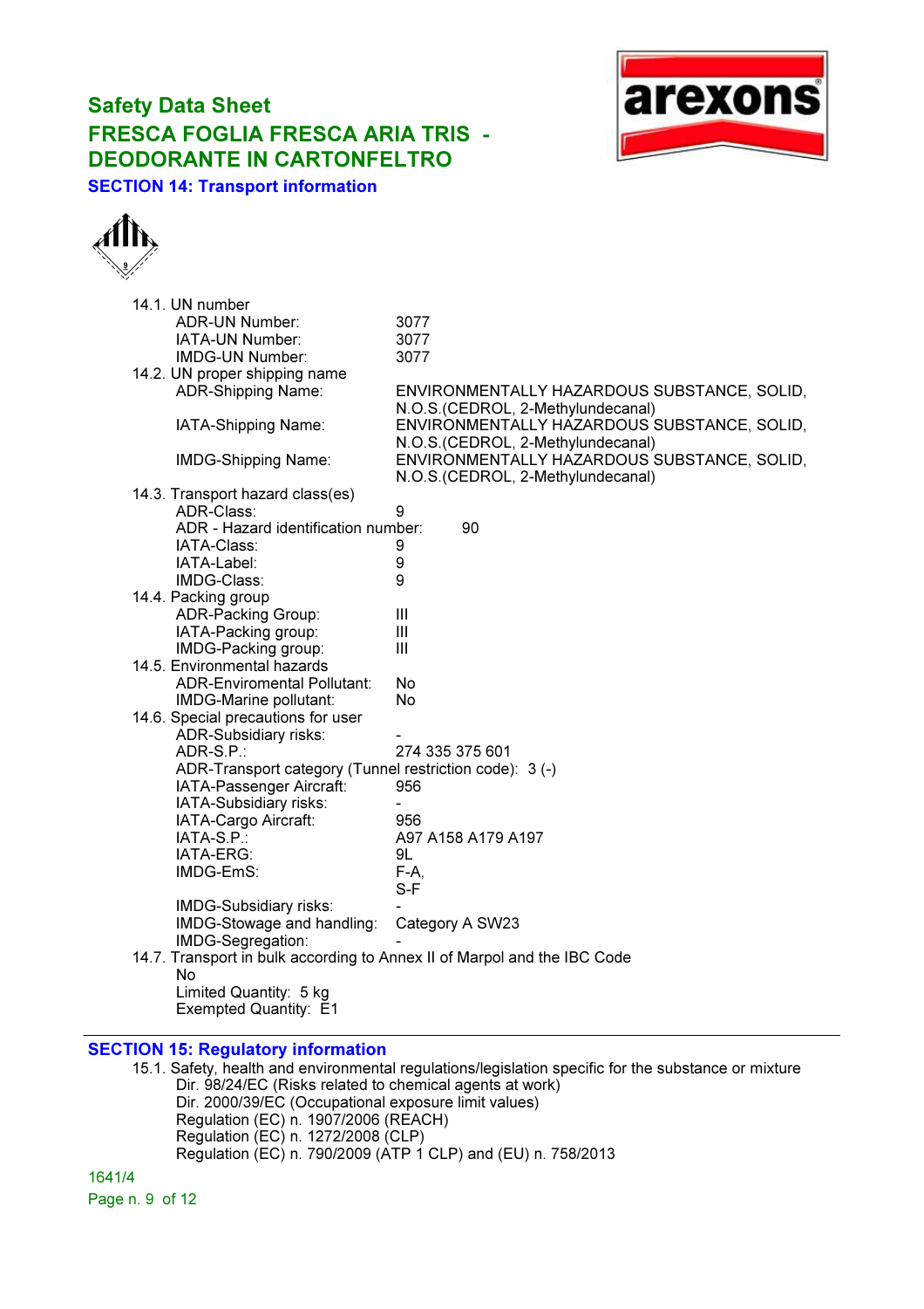## SECTION 14: Transport information

14.1. UN number

| | |
|---|---|
| ADR-UN Number: | 3077 |
| IATA-UN Number: | 3077 |
| IMDG-UN Number: | 3077 |

14.2. UN proper shipping name

| | |
|---|---|
| ADR-Shipping Name: | ENVIRONMENTALLY HAZARDOUS SUBSTANCE, SOLID, N.O.S.(CEDROL, 2-Methylundecanal) |
| IATA-Shipping Name: | ENVIRONMENTALLY HAZARDOUS SUBSTANCE, SOLID, N.O.S.(CEDROL, 2-Methylundecanal) |
| IMDG-Shipping Name: | ENVIRONMENTALLY HAZARDOUS SUBSTANCE, SOLID, N.O.S.(CEDROL, 2-Methylundecanal) |

14.3. Transport hazard class(es)

| | |
|---|---|
| ADR-Class: | 9 |
| ADR - Hazard identification number: | 90 |
| IATA-Class: | 9 |
| IATA-Label: | 9 |
| IMDG-Class: | 9 |

14.4. Packing group

| | |
|---|---|
| ADR-Packing Group: | III |
| IATA-Packing group: | III |
| IMDG-Packing group: | III |

14.5. Environmental hazards

| | |
|---|---|
| ADR-Enviromental Pollutant: | No |
| IMDG-Marine pollutant: | No |

14.6. Special precautions for user

| | |
|---|---|
| ADR-Subsidiary risks: | - |
| ADR-S.P.: | 274 335 375 601 |
| ADR-Transport category (Tunnel restriction code): | 3 (-) |
| IATA-Passenger Aircraft: | 956 |
| IATA-Subsidiary risks: | - |
| IATA-Cargo Aircraft: | 956 |
| IATA-S.P.: | A97 A158 A179 A197 |
| IATA-ERG: | 9L |
| IMDG-EmS: | F-A, S-F |
| IMDG-Subsidiary risks: | - |
| IMDG-Stowage and handling: | Category A SW23 |
| IMDG-Segregation: | - |

14.7. Transport in bulk according to Annex II of Marpol and the IBC Code

No

Limited Quantity: 5 kg

Exempted Quantity: E1

## SECTION 15: Regulatory information

15.1. Safety, health and environmental regulations/legislation specific for the substance or mixture

Dir. 98/24/EC (Risks related to chemical agents at work)
Dir. 2000/39/EC (Occupational exposure limit values)
Regulation (EC) n. 1907/2006 (REACH)
Regulation (EC) n. 1272/2008 (CLP)
Regulation (EC) n. 790/2009 (ATP 1 CLP) and (EU) n. 758/2013

1641/4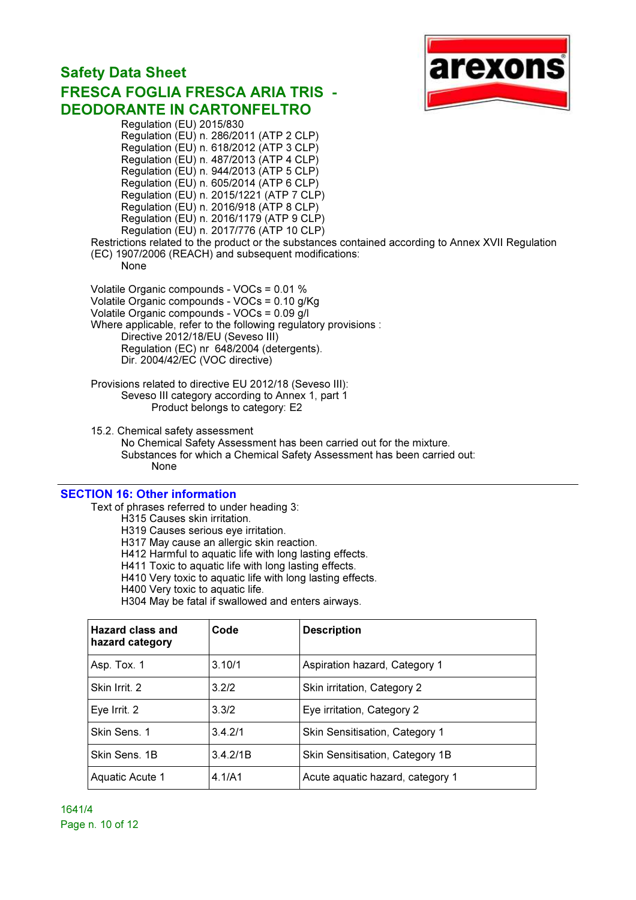Regulation (EU) 2015/830
Regulation (EU) n. 286/2011 (ATP 2 CLP)
Regulation (EU) n. 618/2012 (ATP 3 CLP)
Regulation (EU) n. 487/2013 (ATP 4 CLP)
Regulation (EU) n. 944/2013 (ATP 5 CLP)
Regulation (EU) n. 605/2014 (ATP 6 CLP)
Regulation (EU) n. 2015/1221 (ATP 7 CLP)
Regulation (EU) n. 2016/918 (ATP 8 CLP)
Regulation (EU) n. 2016/1179 (ATP 9 CLP)
Regulation (EU) n. 2017/776 (ATP 10 CLP)

Restrictions related to the product or the substances contained according to Annex XVII Regulation (EC) 1907/2006 (REACH) and subsequent modifications:

None

Volatile Organic compounds - VOCs = 0.01 %
Volatile Organic compounds - VOCs = 0.10 g/Kg
Volatile Organic compounds - VOCs = 0.09 g/l

Where applicable, refer to the following regulatory provisions :

Directive 2012/18/EU (Seveso III)
Regulation (EC) nr 648/2004 (detergents).
Dir. 2004/42/EC (VOC directive)

Provisions related to directive EU 2012/18 (Seveso III):

Seveso III category according to Annex 1, part 1

Product belongs to category: E2

15.2. Chemical safety assessment

No Chemical Safety Assessment has been carried out for the mixture.
Substances for which a Chemical Safety Assessment has been carried out:

None

## SECTION 16: Other information

Text of phrases referred to under heading 3:

H315 Causes skin irritation.
H319 Causes serious eye irritation.
H317 May cause an allergic skin reaction.
H412 Harmful to aquatic life with long lasting effects.
H411 Toxic to aquatic life with long lasting effects.
H410 Very toxic to aquatic life with long lasting effects.
H400 Very toxic to aquatic life.
H304 May be fatal if swallowed and enters airways.

| **Hazard class and hazard category** | **Code** | **Description** |
|---|---|---|
| Asp. Tox. 1 | 3.10/1 | Aspiration hazard, Category 1 |
| Skin Irrit. 2 | 3.2/2 | Skin irritation, Category 2 |
| Eye Irrit. 2 | 3.3/2 | Eye irritation, Category 2 |
| Skin Sens. 1 | 3.4.2/1 | Skin Sensitisation, Category 1 |
| Skin Sens. 1B | 3.4.2/1B | Skin Sensitisation, Category 1B |
| Aquatic Acute 1 | 4.1/A1 | Acute aquatic hazard, category 1 |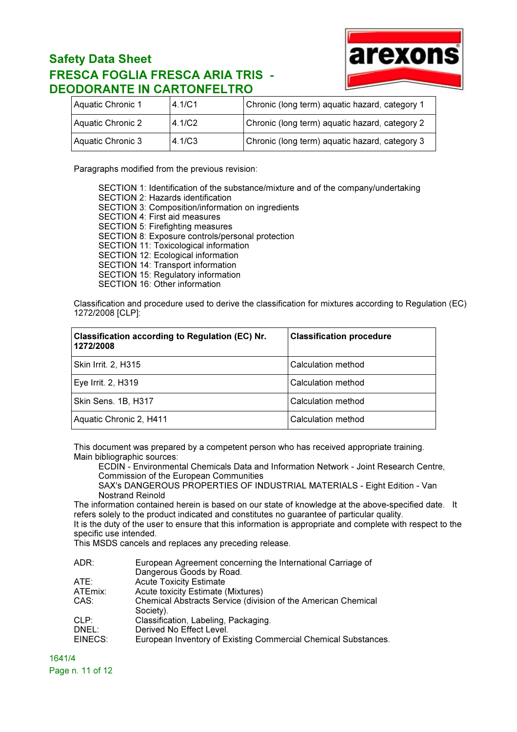| Aquatic Chronic 1 | 4.1/C1 | Chronic (long term) aquatic hazard, category 1 |
|---|---|---|
| Aquatic Chronic 2 | 4.1/C2 | Chronic (long term) aquatic hazard, category 2 |
| Aquatic Chronic 3 | 4.1/C3 | Chronic (long term) aquatic hazard, category 3 |

Paragraphs modified from the previous revision:

- SECTION 1: Identification of the substance/mixture and of the company/undertaking
- SECTION 2: Hazards identification
- SECTION 3: Composition/information on ingredients
- SECTION 4: First aid measures
- SECTION 5: Firefighting measures
- SECTION 8: Exposure controls/personal protection
- SECTION 11: Toxicological information
- SECTION 12: Ecological information
- SECTION 14: Transport information
- SECTION 15: Regulatory information
- SECTION 16: Other information

Classification and procedure used to derive the classification for mixtures according to Regulation (EC) 1272/2008 [CLP]:

| **Classification according to Regulation (EC) Nr. 1272/2008** | **Classification procedure** |
|---|---|
| Skin Irrit. 2, H315 | Calculation method |
| Eye Irrit. 2, H319 | Calculation method |
| Skin Sens. 1B, H317 | Calculation method |
| Aquatic Chronic 2, H411 | Calculation method |

This document was prepared by a competent person who has received appropriate training.
Main bibliographic sources:

ECDIN - Environmental Chemicals Data and Information Network - Joint Research Centre, Commission of the European Communities

SAX's DANGEROUS PROPERTIES OF INDUSTRIAL MATERIALS - Eight Edition - Van Nostrand Reinold

The information contained herein is based on our state of knowledge at the above-specified date. It refers solely to the product indicated and constitutes no guarantee of particular quality.
It is the duty of the user to ensure that this information is appropriate and complete with respect to the specific use intended.
This MSDS cancels and replaces any preceding release.

| | |
|---|---|
| ADR: | European Agreement concerning the International Carriage of Dangerous Goods by Road. |
| ATE: | Acute Toxicity Estimate |
| ATEmix: | Acute toxicity Estimate (Mixtures) |
| CAS: | Chemical Abstracts Service (division of the American Chemical Society). |
| CLP: | Classification, Labeling, Packaging. |
| DNEL: | Derived No Effect Level. |
| EINECS: | European Inventory of Existing Commercial Chemical Substances. |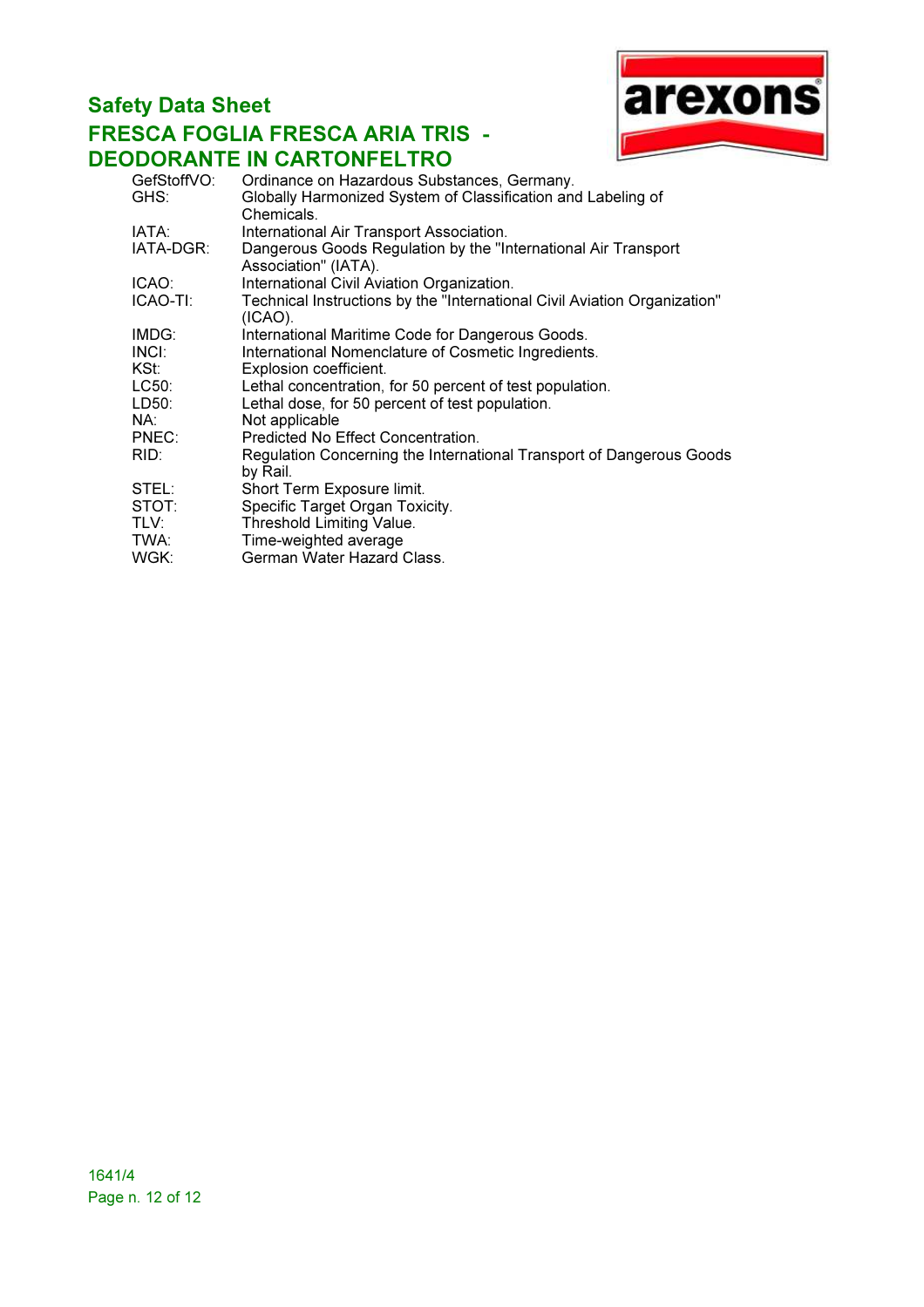| | |
|---|---|
| GefStoffVO: | Ordinance on Hazardous Substances, Germany. |
| GHS: | Globally Harmonized System of Classification and Labeling of Chemicals. |
| IATA: | International Air Transport Association. |
| IATA-DGR: | Dangerous Goods Regulation by the "International Air Transport Association" (IATA). |
| ICAO: | International Civil Aviation Organization. |
| ICAO-TI: | Technical Instructions by the "International Civil Aviation Organization" (ICAO). |
| IMDG: | International Maritime Code for Dangerous Goods. |
| INCI: | International Nomenclature of Cosmetic Ingredients. |
| KSt: | Explosion coefficient. |
| LC50: | Lethal concentration, for 50 percent of test population. |
| LD50: | Lethal dose, for 50 percent of test population. |
| NA: | Not applicable |
| PNEC: | Predicted No Effect Concentration. |
| RID: | Regulation Concerning the International Transport of Dangerous Goods by Rail. |
| STEL: | Short Term Exposure limit. |
| STOT: | Specific Target Organ Toxicity. |
| TLV: | Threshold Limiting Value. |
| TWA: | Time-weighted average |
| WGK: | German Water Hazard Class. |